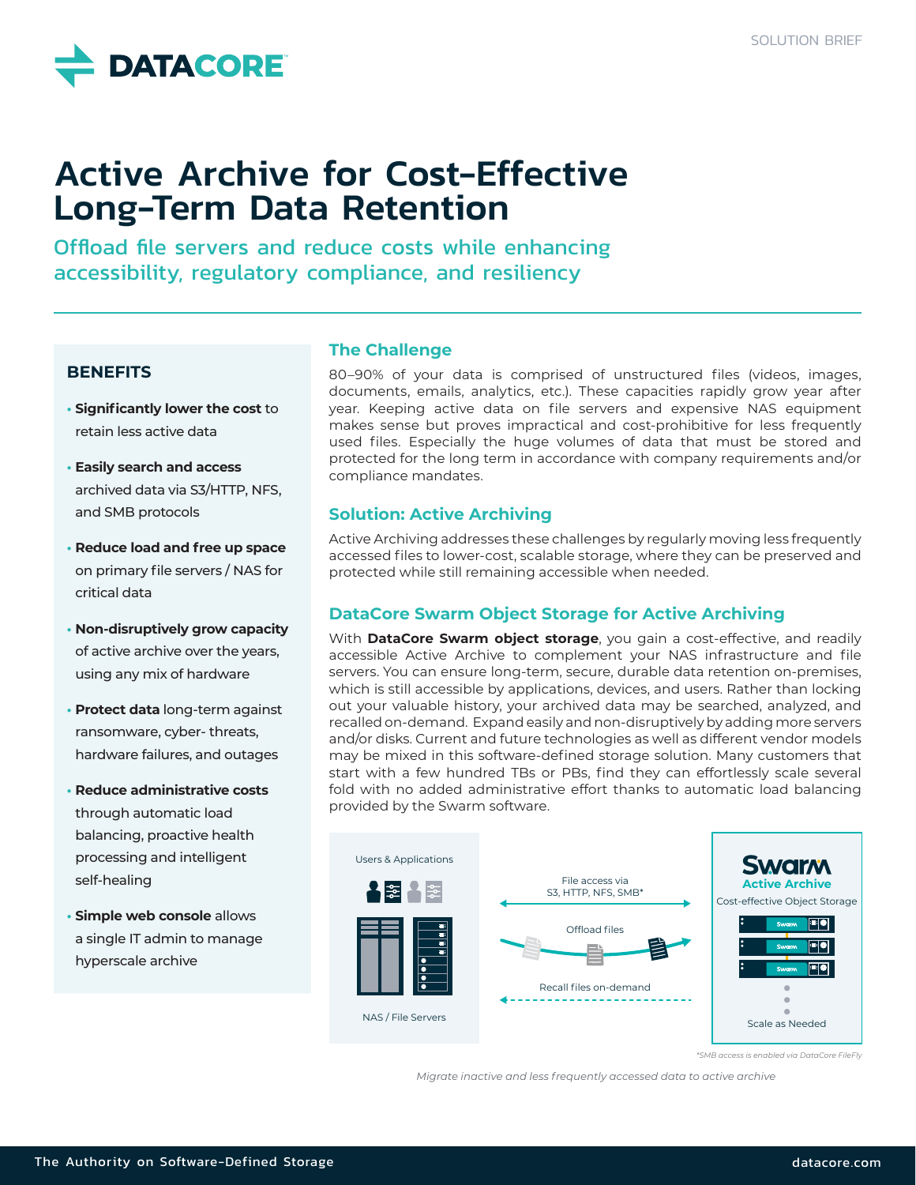SOLUTION BRIEF

# Active Archive for Cost-Effective Long-Term Data Retention

## Offload file servers and reduce costs while enhancing accessibility, regulatory compliance, and resiliency

### BENEFITS

- **Significantly lower the cost** to retain less active data
- **Easily search and access** archived data via S3/HTTP, NFS, and SMB protocols
- **Reduce load and free up space** on primary file servers / NAS for critical data
- **Non-disruptively grow capacity** of active archive over the years, using any mix of hardware
- **Protect data** long-term against ransomware, cyber- threats, hardware failures, and outages
- **Reduce administrative costs** through automatic load balancing, proactive health processing and intelligent self-healing
- **Simple web console** allows a single IT admin to manage hyperscale archive

### The Challenge

80–90% of your data is comprised of unstructured files (videos, images, documents, emails, analytics, etc.). These capacities rapidly grow year after year. Keeping active data on file servers and expensive NAS equipment makes sense but proves impractical and cost-prohibitive for less frequently used files. Especially the huge volumes of data that must be stored and protected for the long term in accordance with company requirements and/or compliance mandates.

### Solution: Active Archiving

Active Archiving addresses these challenges by regularly moving less frequently accessed files to lower-cost, scalable storage, where they can be preserved and protected while still remaining accessible when needed.

### DataCore Swarm Object Storage for Active Archiving

With **DataCore Swarm object storage**, you gain a cost-effective, and readily accessible Active Archive to complement your NAS infrastructure and file servers. You can ensure long-term, secure, durable data retention on-premises, which is still accessible by applications, devices, and users. Rather than locking out your valuable history, your archived data may be searched, analyzed, and recalled on-demand. Expand easily and non-disruptively by adding more servers and/or disks. Current and future technologies as well as different vendor models may be mixed in this software-defined storage solution. Many customers that start with a few hundred TBs or PBs, find they can effortlessly scale several fold with no added administrative effort thanks to automatic load balancing provided by the Swarm software.

Users & Applications

NAS / File Servers

File access via S3, HTTP, NFS, SMB*

Offload files

Recall files on-demand

Swarm Active Archive

Cost-effective Object Storage

Scale as Needed

*SMB access is enabled via DataCore FileFly

*Migrate inactive and less frequently accessed data to active archive*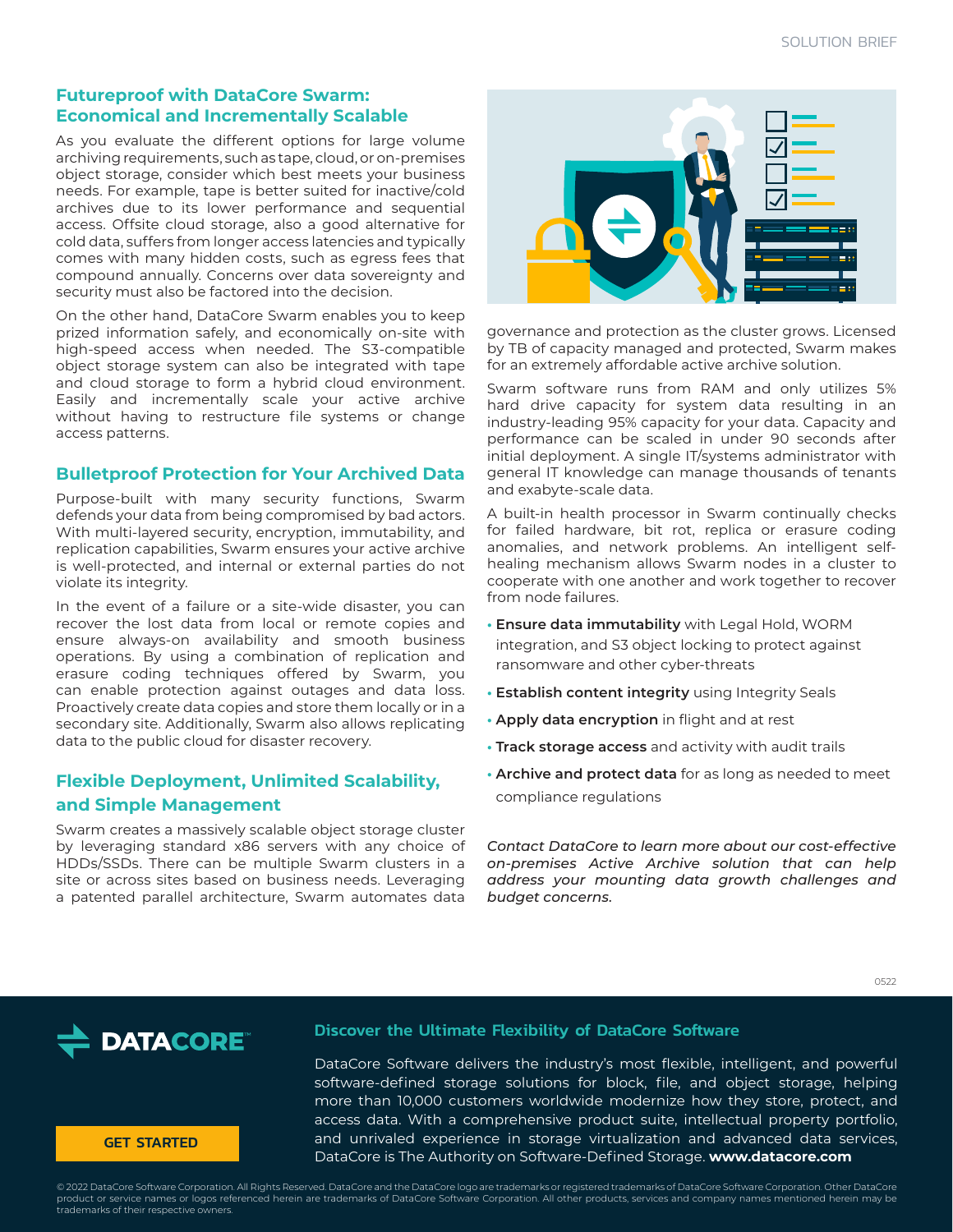## Futureproof with DataCore Swarm: Economical and Incrementally Scalable

As you evaluate the different options for large volume archiving requirements, such as tape, cloud, or on-premises object storage, consider which best meets your business needs. For example, tape is better suited for inactive/cold archives due to its lower performance and sequential access. Offsite cloud storage, also a good alternative for cold data, suffers from longer access latencies and typically comes with many hidden costs, such as egress fees that compound annually. Concerns over data sovereignty and security must also be factored into the decision.

On the other hand, DataCore Swarm enables you to keep prized information safely, and economically on-site with high-speed access when needed. The S3-compatible object storage system can also be integrated with tape and cloud storage to form a hybrid cloud environment. Easily and incrementally scale your active archive without having to restructure file systems or change access patterns.

## Bulletproof Protection for Your Archived Data

Purpose-built with many security functions, Swarm defends your data from being compromised by bad actors. With multi-layered security, encryption, immutability, and replication capabilities, Swarm ensures your active archive is well-protected, and internal or external parties do not violate its integrity.

In the event of a failure or a site-wide disaster, you can recover the lost data from local or remote copies and ensure always-on availability and smooth business operations. By using a combination of replication and erasure coding techniques offered by Swarm, you can enable protection against outages and data loss. Proactively create data copies and store them locally or in a secondary site. Additionally, Swarm also allows replicating data to the public cloud for disaster recovery.

## Flexible Deployment, Unlimited Scalability, and Simple Management

Swarm creates a massively scalable object storage cluster by leveraging standard x86 servers with any choice of HDDs/SSDs. There can be multiple Swarm clusters in a site or across sites based on business needs. Leveraging a patented parallel architecture, Swarm automates data governance and protection as the cluster grows. Licensed by TB of capacity managed and protected, Swarm makes for an extremely affordable active archive solution.

Swarm software runs from RAM and only utilizes 5% hard drive capacity for system data resulting in an industry-leading 95% capacity for your data. Capacity and performance can be scaled in under 90 seconds after initial deployment. A single IT/systems administrator with general IT knowledge can manage thousands of tenants and exabyte-scale data.

A built-in health processor in Swarm continually checks for failed hardware, bit rot, replica or erasure coding anomalies, and network problems. An intelligent self-healing mechanism allows Swarm nodes in a cluster to cooperate with one another and work together to recover from node failures.

- **Ensure data immutability** with Legal Hold, WORM integration, and S3 object locking to protect against ransomware and other cyber-threats
- **Establish content integrity** using Integrity Seals
- **Apply data encryption** in flight and at rest
- **Track storage access** and activity with audit trails
- **Archive and protect data** for as long as needed to meet compliance regulations

*Contact DataCore to learn more about our cost-effective on-premises Active Archive solution that can help address your mounting data growth challenges and budget concerns.*

0522

DATACORE

GET STARTED

### Discover the Ultimate Flexibility of DataCore Software

DataCore Software delivers the industry's most flexible, intelligent, and powerful software-defined storage solutions for block, file, and object storage, helping more than 10,000 customers worldwide modernize how they store, protect, and access data. With a comprehensive product suite, intellectual property portfolio, and unrivaled experience in storage virtualization and advanced data services, DataCore is The Authority on Software-Defined Storage. **www.datacore.com**

© 2022 DataCore Software Corporation. All Rights Reserved. DataCore and the DataCore logo are trademarks or registered trademarks of DataCore Software Corporation. Other DataCore product or service names or logos referenced herein are trademarks of DataCore Software Corporation. All other products, services and company names mentioned herein may be trademarks of their respective owners.